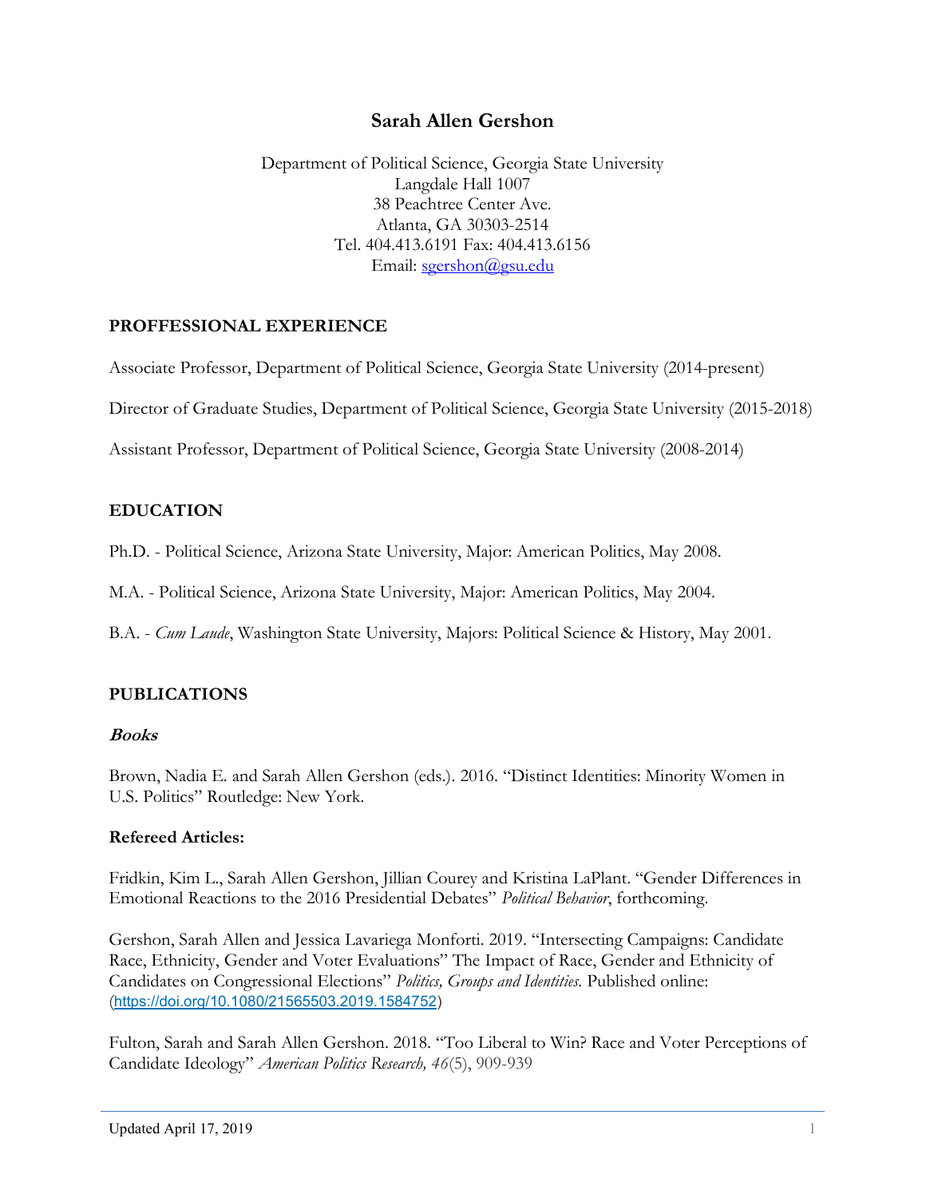# Sarah Allen Gershon

Department of Political Science, Georgia State University
Langdale Hall 1007
38 Peachtree Center Ave.
Atlanta, GA 30303-2514
Tel. 404.413.6191 Fax: 404.413.6156
Email: sgershon@gsu.edu

## PROFFESSIONAL EXPERIENCE

Associate Professor, Department of Political Science, Georgia State University (2014-present)

Director of Graduate Studies, Department of Political Science, Georgia State University (2015-2018)

Assistant Professor, Department of Political Science, Georgia State University (2008-2014)

## EDUCATION

Ph.D. - Political Science, Arizona State University, Major: American Politics, May 2008.

M.A. - Political Science, Arizona State University, Major: American Politics, May 2004.

B.A. - *Cum Laude*, Washington State University, Majors: Political Science & History, May 2001.

## PUBLICATIONS

### *Books*

Brown, Nadia E. and Sarah Allen Gershon (eds.). 2016. "Distinct Identities: Minority Women in U.S. Politics" Routledge: New York.

### Refereed Articles:

Fridkin, Kim L., Sarah Allen Gershon, Jillian Courey and Kristina LaPlant. "Gender Differences in Emotional Reactions to the 2016 Presidential Debates" *Political Behavior*, forthcoming.

Gershon, Sarah Allen and Jessica Lavariega Monforti. 2019. "Intersecting Campaigns: Candidate Race, Ethnicity, Gender and Voter Evaluations" The Impact of Race, Gender and Ethnicity of Candidates on Congressional Elections" *Politics, Groups and Identities.* Published online: (https://doi.org/10.1080/21565503.2019.1584752)

Fulton, Sarah and Sarah Allen Gershon. 2018. "Too Liberal to Win? Race and Voter Perceptions of Candidate Ideology" *American Politics Research, 46*(5), 909-939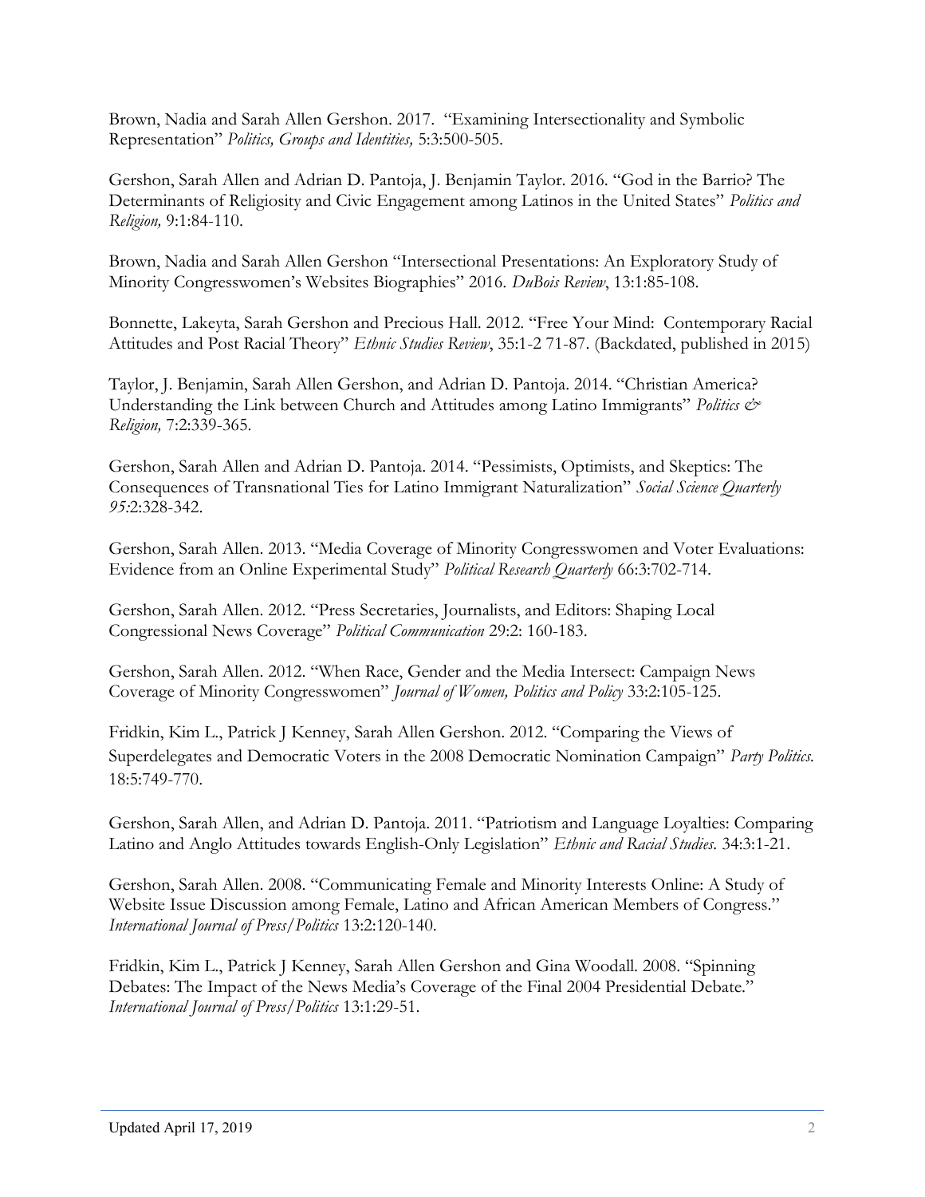Brown, Nadia and Sarah Allen Gershon. 2017. "Examining Intersectionality and Symbolic Representation" *Politics, Groups and Identities,* 5:3:500-505.

Gershon, Sarah Allen and Adrian D. Pantoja, J. Benjamin Taylor. 2016. "God in the Barrio? The Determinants of Religiosity and Civic Engagement among Latinos in the United States" *Politics and Religion,* 9:1:84-110.

Brown, Nadia and Sarah Allen Gershon "Intersectional Presentations: An Exploratory Study of Minority Congresswomen's Websites Biographies" 2016. *DuBois Review*, 13:1:85-108.

Bonnette, Lakeyta, Sarah Gershon and Precious Hall. 2012. "Free Your Mind: Contemporary Racial Attitudes and Post Racial Theory" *Ethnic Studies Review*, 35:1-2 71-87. (Backdated, published in 2015)

Taylor, J. Benjamin, Sarah Allen Gershon, and Adrian D. Pantoja. 2014. "Christian America? Understanding the Link between Church and Attitudes among Latino Immigrants" *Politics & Religion,* 7:2:339-365.

Gershon, Sarah Allen and Adrian D. Pantoja. 2014. "Pessimists, Optimists, and Skeptics: The Consequences of Transnational Ties for Latino Immigrant Naturalization" *Social Science Quarterly 95:*2:328-342.

Gershon, Sarah Allen. 2013. "Media Coverage of Minority Congresswomen and Voter Evaluations: Evidence from an Online Experimental Study" *Political Research Quarterly* 66:3:702-714.

Gershon, Sarah Allen. 2012. "Press Secretaries, Journalists, and Editors: Shaping Local Congressional News Coverage" *Political Communication* 29:2: 160-183.

Gershon, Sarah Allen. 2012. "When Race, Gender and the Media Intersect: Campaign News Coverage of Minority Congresswomen" *Journal of Women, Politics and Policy* 33:2:105-125.

Fridkin, Kim L., Patrick J Kenney, Sarah Allen Gershon. 2012. "Comparing the Views of Superdelegates and Democratic Voters in the 2008 Democratic Nomination Campaign" *Party Politics.* 18:5:749-770.

Gershon, Sarah Allen, and Adrian D. Pantoja. 2011. "Patriotism and Language Loyalties: Comparing Latino and Anglo Attitudes towards English-Only Legislation" *Ethnic and Racial Studies.* 34:3:1-21.

Gershon, Sarah Allen. 2008. "Communicating Female and Minority Interests Online: A Study of Website Issue Discussion among Female, Latino and African American Members of Congress." *International Journal of Press/Politics* 13:2:120-140.

Fridkin, Kim L., Patrick J Kenney, Sarah Allen Gershon and Gina Woodall. 2008. "Spinning Debates: The Impact of the News Media's Coverage of the Final 2004 Presidential Debate." *International Journal of Press/Politics* 13:1:29-51.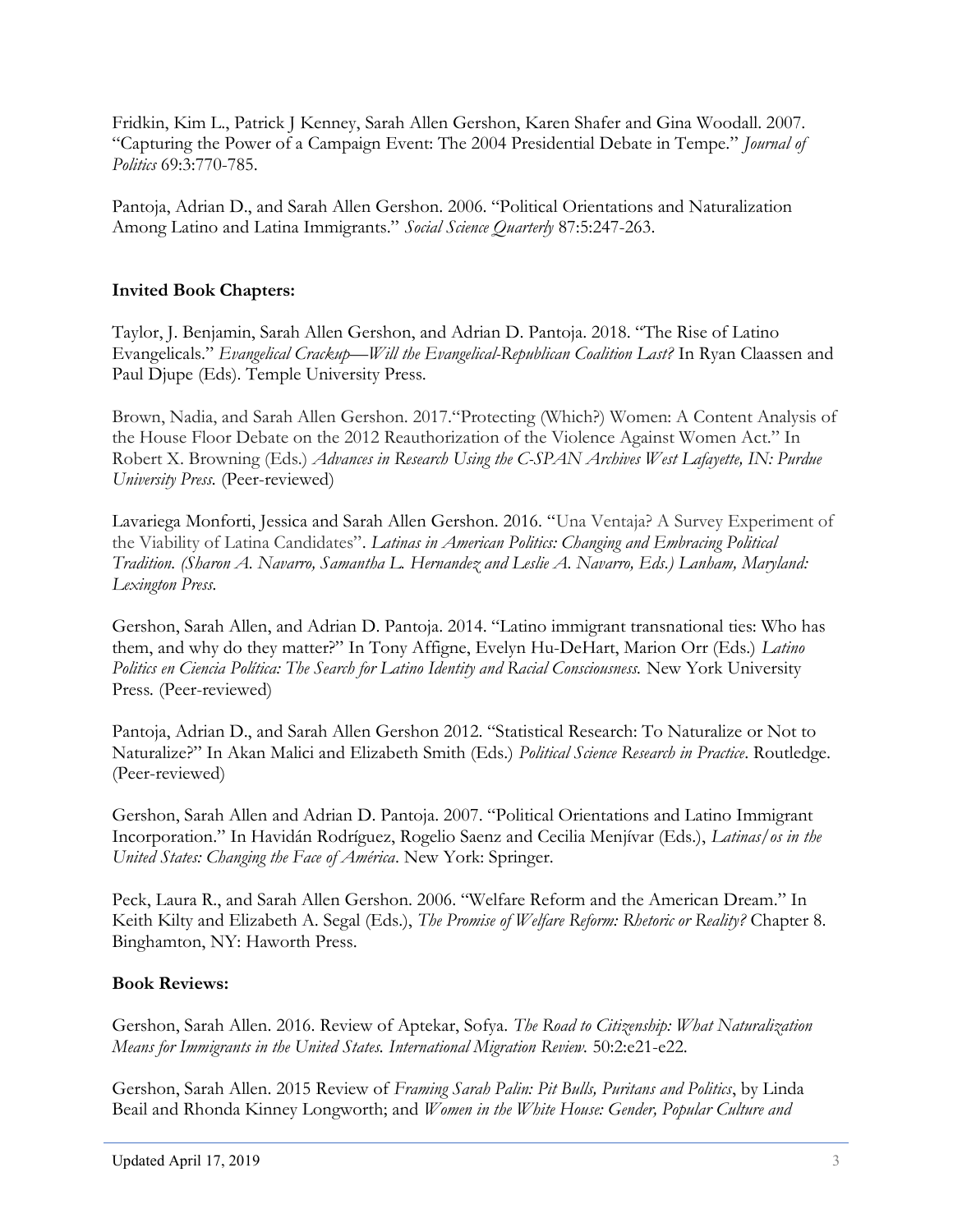Fridkin, Kim L., Patrick J Kenney, Sarah Allen Gershon, Karen Shafer and Gina Woodall. 2007. "Capturing the Power of a Campaign Event: The 2004 Presidential Debate in Tempe." *Journal of Politics* 69:3:770-785.

Pantoja, Adrian D., and Sarah Allen Gershon. 2006. "Political Orientations and Naturalization Among Latino and Latina Immigrants." *Social Science Quarterly* 87:5:247-263.

**Invited Book Chapters:**

Taylor, J. Benjamin, Sarah Allen Gershon, and Adrian D. Pantoja. 2018. "The Rise of Latino Evangelicals." *Evangelical Crackup—Will the Evangelical-Republican Coalition Last?* In Ryan Claassen and Paul Djupe (Eds). Temple University Press.

Brown, Nadia, and Sarah Allen Gershon. 2017."Protecting (Which?) Women: A Content Analysis of the House Floor Debate on the 2012 Reauthorization of the Violence Against Women Act." In Robert X. Browning (Eds.) *Advances in Research Using the C-SPAN Archives West Lafayette, IN: Purdue University Press.* (Peer-reviewed)

Lavariega Monforti, Jessica and Sarah Allen Gershon. 2016. "Una Ventaja? A Survey Experiment of the Viability of Latina Candidates". *Latinas in American Politics: Changing and Embracing Political Tradition. (Sharon A. Navarro, Samantha L. Hernandez and Leslie A. Navarro, Eds.) Lanham, Maryland: Lexington Press.*

Gershon, Sarah Allen, and Adrian D. Pantoja. 2014. "Latino immigrant transnational ties: Who has them, and why do they matter?" In Tony Affigne, Evelyn Hu-DeHart, Marion Orr (Eds.) *Latino Politics en Ciencia Política: The Search for Latino Identity and Racial Consciousness.* New York University Press. (Peer-reviewed)

Pantoja, Adrian D., and Sarah Allen Gershon 2012. "Statistical Research: To Naturalize or Not to Naturalize?" In Akan Malici and Elizabeth Smith (Eds.) *Political Science Research in Practice*. Routledge. (Peer-reviewed)

Gershon, Sarah Allen and Adrian D. Pantoja. 2007. "Political Orientations and Latino Immigrant Incorporation." In Havidán Rodríguez, Rogelio Saenz and Cecilia Menjívar (Eds.), *Latinas/os in the United States: Changing the Face of América*. New York: Springer.

Peck, Laura R., and Sarah Allen Gershon. 2006. "Welfare Reform and the American Dream." In Keith Kilty and Elizabeth A. Segal (Eds.), *The Promise of Welfare Reform: Rhetoric or Reality?* Chapter 8. Binghamton, NY: Haworth Press.

**Book Reviews:**

Gershon, Sarah Allen. 2016. Review of Aptekar, Sofya. *The Road to Citizenship: What Naturalization Means for Immigrants in the United States. International Migration Review.* 50:2:e21-e22.

Gershon, Sarah Allen. 2015 Review of *Framing Sarah Palin: Pit Bulls, Puritans and Politics*, by Linda Beail and Rhonda Kinney Longworth; and *Women in the White House: Gender, Popular Culture and*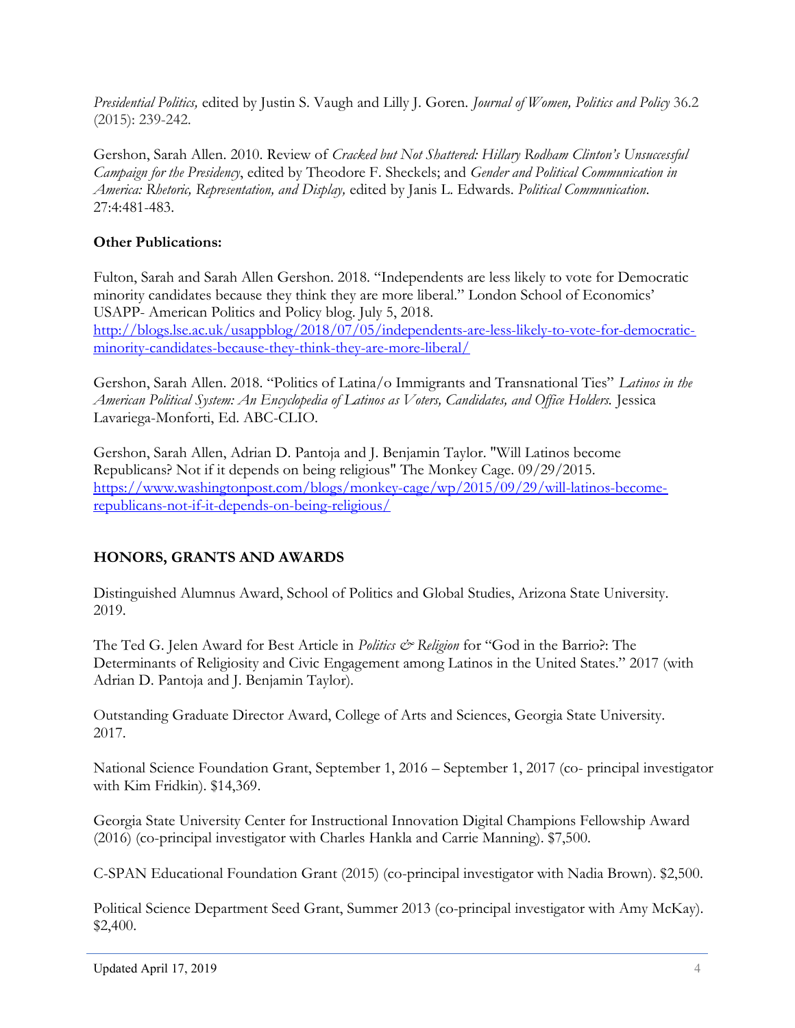*Presidential Politics,* edited by Justin S. Vaugh and Lilly J. Goren. *Journal of Women, Politics and Policy* 36.2 (2015): 239-242.

Gershon, Sarah Allen. 2010. Review of *Cracked but Not Shattered: Hillary Rodham Clinton's Unsuccessful Campaign for the Presidency*, edited by Theodore F. Sheckels; and *Gender and Political Communication in America: Rhetoric, Representation, and Display,* edited by Janis L. Edwards. *Political Communication*. 27:4:481-483.

**Other Publications:**

Fulton, Sarah and Sarah Allen Gershon. 2018. "Independents are less likely to vote for Democratic minority candidates because they think they are more liberal." London School of Economics' USAPP- American Politics and Policy blog. July 5, 2018. http://blogs.lse.ac.uk/usappblog/2018/07/05/independents-are-less-likely-to-vote-for-democratic-minority-candidates-because-they-think-they-are-more-liberal/

Gershon, Sarah Allen. 2018. "Politics of Latina/o Immigrants and Transnational Ties" *Latinos in the American Political System: An Encyclopedia of Latinos as Voters, Candidates, and Office Holders.* Jessica Lavariega-Monforti, Ed. ABC-CLIO.

Gershon, Sarah Allen, Adrian D. Pantoja and J. Benjamin Taylor. "Will Latinos become Republicans? Not if it depends on being religious" The Monkey Cage. 09/29/2015. https://www.washingtonpost.com/blogs/monkey-cage/wp/2015/09/29/will-latinos-become-republicans-not-if-it-depends-on-being-religious/

## HONORS, GRANTS AND AWARDS

Distinguished Alumnus Award, School of Politics and Global Studies, Arizona State University. 2019.

The Ted G. Jelen Award for Best Article in *Politics & Religion* for "God in the Barrio?: The Determinants of Religiosity and Civic Engagement among Latinos in the United States." 2017 (with Adrian D. Pantoja and J. Benjamin Taylor).

Outstanding Graduate Director Award, College of Arts and Sciences, Georgia State University. 2017.

National Science Foundation Grant, September 1, 2016 – September 1, 2017 (co- principal investigator with Kim Fridkin). $14,369.

Georgia State University Center for Instructional Innovation Digital Champions Fellowship Award (2016) (co-principal investigator with Charles Hankla and Carrie Manning). $7,500.

C-SPAN Educational Foundation Grant (2015) (co-principal investigator with Nadia Brown). $2,500.

Political Science Department Seed Grant, Summer 2013 (co-principal investigator with Amy McKay). $2,400.

Updated April 17, 2019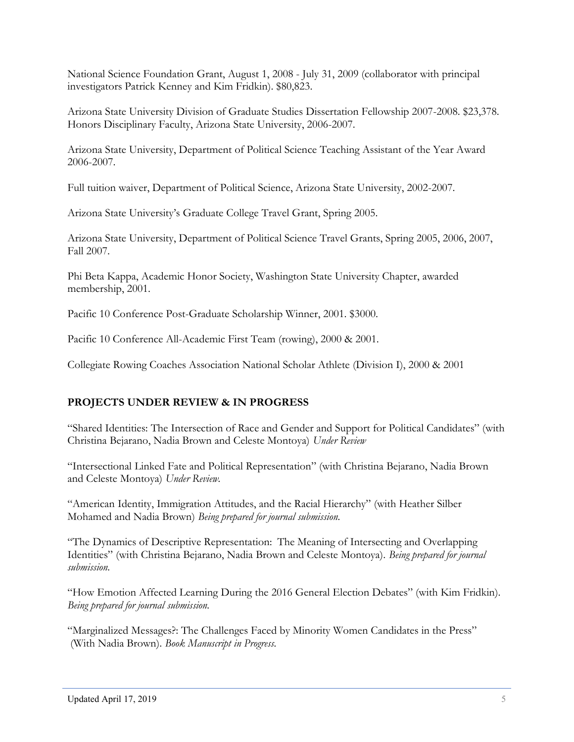National Science Foundation Grant, August 1, 2008 - July 31, 2009 (collaborator with principal investigators Patrick Kenney and Kim Fridkin). $80,823.

Arizona State University Division of Graduate Studies Dissertation Fellowship 2007-2008. $23,378. Honors Disciplinary Faculty, Arizona State University, 2006-2007.

Arizona State University, Department of Political Science Teaching Assistant of the Year Award 2006-2007.

Full tuition waiver, Department of Political Science, Arizona State University, 2002-2007.

Arizona State University's Graduate College Travel Grant, Spring 2005.

Arizona State University, Department of Political Science Travel Grants, Spring 2005, 2006, 2007, Fall 2007.

Phi Beta Kappa, Academic Honor Society, Washington State University Chapter, awarded membership, 2001.

Pacific 10 Conference Post-Graduate Scholarship Winner, 2001. $3000.

Pacific 10 Conference All-Academic First Team (rowing), 2000 & 2001.

Collegiate Rowing Coaches Association National Scholar Athlete (Division I), 2000 & 2001

## PROJECTS UNDER REVIEW & IN PROGRESS

"Shared Identities: The Intersection of Race and Gender and Support for Political Candidates" (with Christina Bejarano, Nadia Brown and Celeste Montoya) *Under Review*

"Intersectional Linked Fate and Political Representation" (with Christina Bejarano, Nadia Brown and Celeste Montoya) *Under Review.*

"American Identity, Immigration Attitudes, and the Racial Hierarchy" (with Heather Silber Mohamed and Nadia Brown) *Being prepared for journal submission.*

"The Dynamics of Descriptive Representation: The Meaning of Intersecting and Overlapping Identities" (with Christina Bejarano, Nadia Brown and Celeste Montoya). *Being prepared for journal submission.*

"How Emotion Affected Learning During the 2016 General Election Debates" (with Kim Fridkin). *Being prepared for journal submission.*

"Marginalized Messages?: The Challenges Faced by Minority Women Candidates in the Press" (With Nadia Brown). *Book Manuscript in Progress.*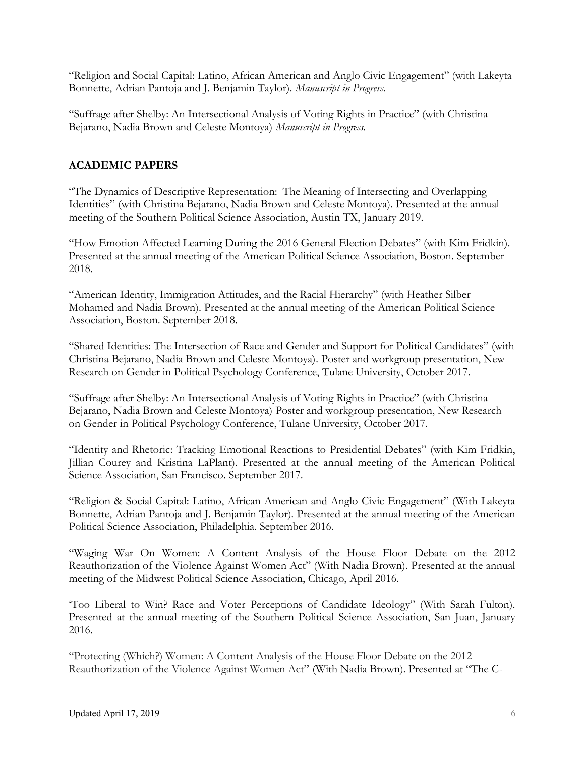"Religion and Social Capital: Latino, African American and Anglo Civic Engagement" (with Lakeyta Bonnette, Adrian Pantoja and J. Benjamin Taylor). *Manuscript in Progress*.

"Suffrage after Shelby: An Intersectional Analysis of Voting Rights in Practice" (with Christina Bejarano, Nadia Brown and Celeste Montoya) *Manuscript in Progress*.

## ACADEMIC PAPERS

"The Dynamics of Descriptive Representation: The Meaning of Intersecting and Overlapping Identities" (with Christina Bejarano, Nadia Brown and Celeste Montoya). Presented at the annual meeting of the Southern Political Science Association, Austin TX, January 2019.

"How Emotion Affected Learning During the 2016 General Election Debates" (with Kim Fridkin). Presented at the annual meeting of the American Political Science Association, Boston. September 2018.

"American Identity, Immigration Attitudes, and the Racial Hierarchy" (with Heather Silber Mohamed and Nadia Brown). Presented at the annual meeting of the American Political Science Association, Boston. September 2018.

"Shared Identities: The Intersection of Race and Gender and Support for Political Candidates" (with Christina Bejarano, Nadia Brown and Celeste Montoya). Poster and workgroup presentation, New Research on Gender in Political Psychology Conference, Tulane University, October 2017.

"Suffrage after Shelby: An Intersectional Analysis of Voting Rights in Practice" (with Christina Bejarano, Nadia Brown and Celeste Montoya) Poster and workgroup presentation, New Research on Gender in Political Psychology Conference, Tulane University, October 2017.

"Identity and Rhetoric: Tracking Emotional Reactions to Presidential Debates" (with Kim Fridkin, Jillian Courey and Kristina LaPlant). Presented at the annual meeting of the American Political Science Association, San Francisco. September 2017.

"Religion & Social Capital: Latino, African American and Anglo Civic Engagement" (With Lakeyta Bonnette, Adrian Pantoja and J. Benjamin Taylor). Presented at the annual meeting of the American Political Science Association, Philadelphia. September 2016.

"Waging War On Women: A Content Analysis of the House Floor Debate on the 2012 Reauthorization of the Violence Against Women Act" (With Nadia Brown). Presented at the annual meeting of the Midwest Political Science Association, Chicago, April 2016.

'Too Liberal to Win? Race and Voter Perceptions of Candidate Ideology" (With Sarah Fulton). Presented at the annual meeting of the Southern Political Science Association, San Juan, January 2016.

"Protecting (Which?) Women: A Content Analysis of the House Floor Debate on the 2012 Reauthorization of the Violence Against Women Act" (With Nadia Brown). Presented at "The C-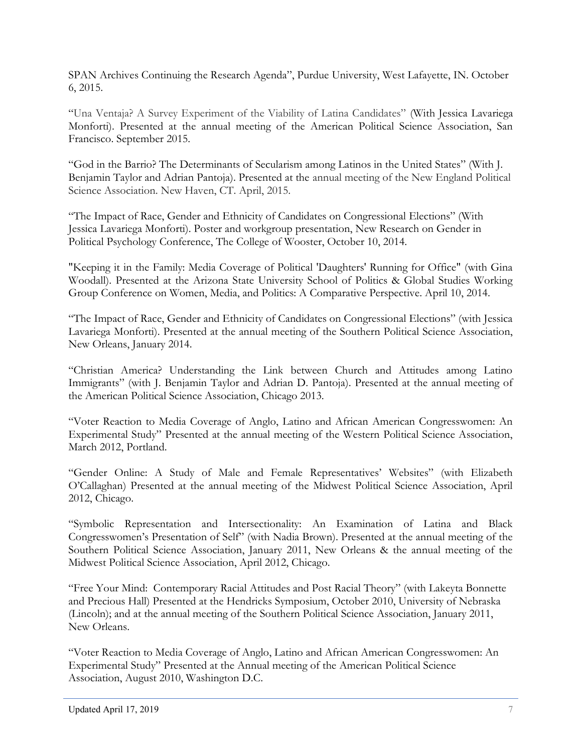SPAN Archives Continuing the Research Agenda", Purdue University, West Lafayette, IN. October 6, 2015.

"Una Ventaja? A Survey Experiment of the Viability of Latina Candidates" (With Jessica Lavariega Monforti). Presented at the annual meeting of the American Political Science Association, San Francisco. September 2015.

"God in the Barrio? The Determinants of Secularism among Latinos in the United States" (With J. Benjamin Taylor and Adrian Pantoja). Presented at the annual meeting of the New England Political Science Association. New Haven, CT. April, 2015.

"The Impact of Race, Gender and Ethnicity of Candidates on Congressional Elections" (With Jessica Lavariega Monforti). Poster and workgroup presentation, New Research on Gender in Political Psychology Conference, The College of Wooster, October 10, 2014.

"Keeping it in the Family: Media Coverage of Political 'Daughters' Running for Office" (with Gina Woodall). Presented at the Arizona State University School of Politics & Global Studies Working Group Conference on Women, Media, and Politics: A Comparative Perspective. April 10, 2014.

"The Impact of Race, Gender and Ethnicity of Candidates on Congressional Elections" (with Jessica Lavariega Monforti). Presented at the annual meeting of the Southern Political Science Association, New Orleans, January 2014.

"Christian America? Understanding the Link between Church and Attitudes among Latino Immigrants" (with J. Benjamin Taylor and Adrian D. Pantoja). Presented at the annual meeting of the American Political Science Association, Chicago 2013.

"Voter Reaction to Media Coverage of Anglo, Latino and African American Congresswomen: An Experimental Study" Presented at the annual meeting of the Western Political Science Association, March 2012, Portland.

"Gender Online: A Study of Male and Female Representatives' Websites" (with Elizabeth O'Callaghan) Presented at the annual meeting of the Midwest Political Science Association, April 2012, Chicago.

"Symbolic Representation and Intersectionality: An Examination of Latina and Black Congresswomen's Presentation of Self" (with Nadia Brown). Presented at the annual meeting of the Southern Political Science Association, January 2011, New Orleans & the annual meeting of the Midwest Political Science Association, April 2012, Chicago.

"Free Your Mind: Contemporary Racial Attitudes and Post Racial Theory" (with Lakeyta Bonnette and Precious Hall) Presented at the Hendricks Symposium, October 2010, University of Nebraska (Lincoln); and at the annual meeting of the Southern Political Science Association, January 2011, New Orleans.

"Voter Reaction to Media Coverage of Anglo, Latino and African American Congresswomen: An Experimental Study" Presented at the Annual meeting of the American Political Science Association, August 2010, Washington D.C.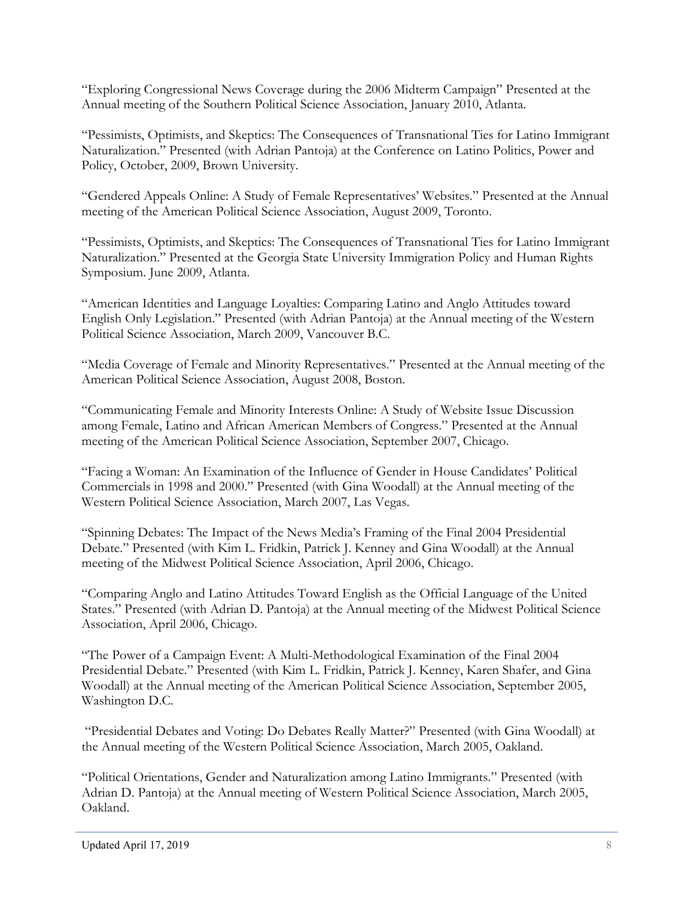"Exploring Congressional News Coverage during the 2006 Midterm Campaign" Presented at the Annual meeting of the Southern Political Science Association, January 2010, Atlanta.

"Pessimists, Optimists, and Skeptics: The Consequences of Transnational Ties for Latino Immigrant Naturalization." Presented (with Adrian Pantoja) at the Conference on Latino Politics, Power and Policy, October, 2009, Brown University.

"Gendered Appeals Online: A Study of Female Representatives' Websites." Presented at the Annual meeting of the American Political Science Association, August 2009, Toronto.

"Pessimists, Optimists, and Skeptics: The Consequences of Transnational Ties for Latino Immigrant Naturalization." Presented at the Georgia State University Immigration Policy and Human Rights Symposium. June 2009, Atlanta.

"American Identities and Language Loyalties: Comparing Latino and Anglo Attitudes toward English Only Legislation." Presented (with Adrian Pantoja) at the Annual meeting of the Western Political Science Association, March 2009, Vancouver B.C.

"Media Coverage of Female and Minority Representatives." Presented at the Annual meeting of the American Political Science Association, August 2008, Boston.

"Communicating Female and Minority Interests Online: A Study of Website Issue Discussion among Female, Latino and African American Members of Congress." Presented at the Annual meeting of the American Political Science Association, September 2007, Chicago.

"Facing a Woman: An Examination of the Influence of Gender in House Candidates' Political Commercials in 1998 and 2000." Presented (with Gina Woodall) at the Annual meeting of the Western Political Science Association, March 2007, Las Vegas.

"Spinning Debates: The Impact of the News Media's Framing of the Final 2004 Presidential Debate." Presented (with Kim L. Fridkin, Patrick J. Kenney and Gina Woodall) at the Annual meeting of the Midwest Political Science Association, April 2006, Chicago.

"Comparing Anglo and Latino Attitudes Toward English as the Official Language of the United States." Presented (with Adrian D. Pantoja) at the Annual meeting of the Midwest Political Science Association, April 2006, Chicago.

"The Power of a Campaign Event: A Multi-Methodological Examination of the Final 2004 Presidential Debate." Presented (with Kim L. Fridkin, Patrick J. Kenney, Karen Shafer, and Gina Woodall) at the Annual meeting of the American Political Science Association, September 2005, Washington D.C.

"Presidential Debates and Voting: Do Debates Really Matter?" Presented (with Gina Woodall) at the Annual meeting of the Western Political Science Association, March 2005, Oakland.

"Political Orientations, Gender and Naturalization among Latino Immigrants." Presented (with Adrian D. Pantoja) at the Annual meeting of Western Political Science Association, March 2005, Oakland.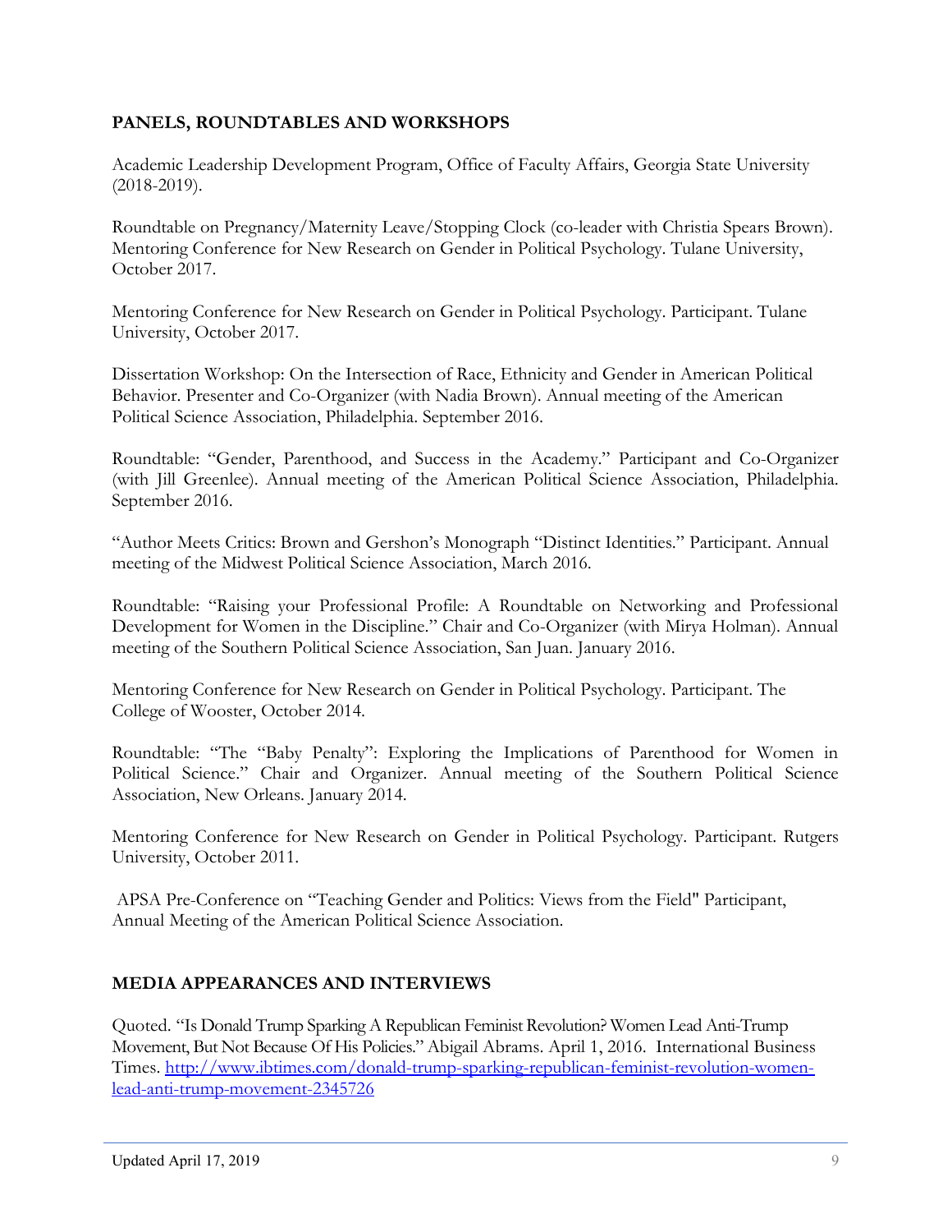## PANELS, ROUNDTABLES AND WORKSHOPS

Academic Leadership Development Program, Office of Faculty Affairs, Georgia State University (2018-2019).

Roundtable on Pregnancy/Maternity Leave/Stopping Clock (co-leader with Christia Spears Brown). Mentoring Conference for New Research on Gender in Political Psychology. Tulane University, October 2017.

Mentoring Conference for New Research on Gender in Political Psychology. Participant. Tulane University, October 2017.

Dissertation Workshop: On the Intersection of Race, Ethnicity and Gender in American Political Behavior. Presenter and Co-Organizer (with Nadia Brown). Annual meeting of the American Political Science Association, Philadelphia. September 2016.

Roundtable: "Gender, Parenthood, and Success in the Academy." Participant and Co-Organizer (with Jill Greenlee). Annual meeting of the American Political Science Association, Philadelphia. September 2016.

"Author Meets Critics: Brown and Gershon's Monograph "Distinct Identities." Participant. Annual meeting of the Midwest Political Science Association, March 2016.

Roundtable: "Raising your Professional Profile: A Roundtable on Networking and Professional Development for Women in the Discipline." Chair and Co-Organizer (with Mirya Holman). Annual meeting of the Southern Political Science Association, San Juan. January 2016.

Mentoring Conference for New Research on Gender in Political Psychology. Participant. The College of Wooster, October 2014.

Roundtable: "The "Baby Penalty": Exploring the Implications of Parenthood for Women in Political Science." Chair and Organizer. Annual meeting of the Southern Political Science Association, New Orleans. January 2014.

Mentoring Conference for New Research on Gender in Political Psychology. Participant. Rutgers University, October 2011.

APSA Pre-Conference on "Teaching Gender and Politics: Views from the Field" Participant, Annual Meeting of the American Political Science Association.

## MEDIA APPEARANCES AND INTERVIEWS

Quoted. "Is Donald Trump Sparking A Republican Feminist Revolution? Women Lead Anti-Trump Movement, But Not Because Of His Policies." Abigail Abrams. April 1, 2016. International Business Times. [http://www.ibtimes.com/donald-trump-sparking-republican-feminist-revolution-women-lead-anti-trump-movement-2345726](http://www.ibtimes.com/donald-trump-sparking-republican-feminist-revolution-women-lead-anti-trump-movement-2345726)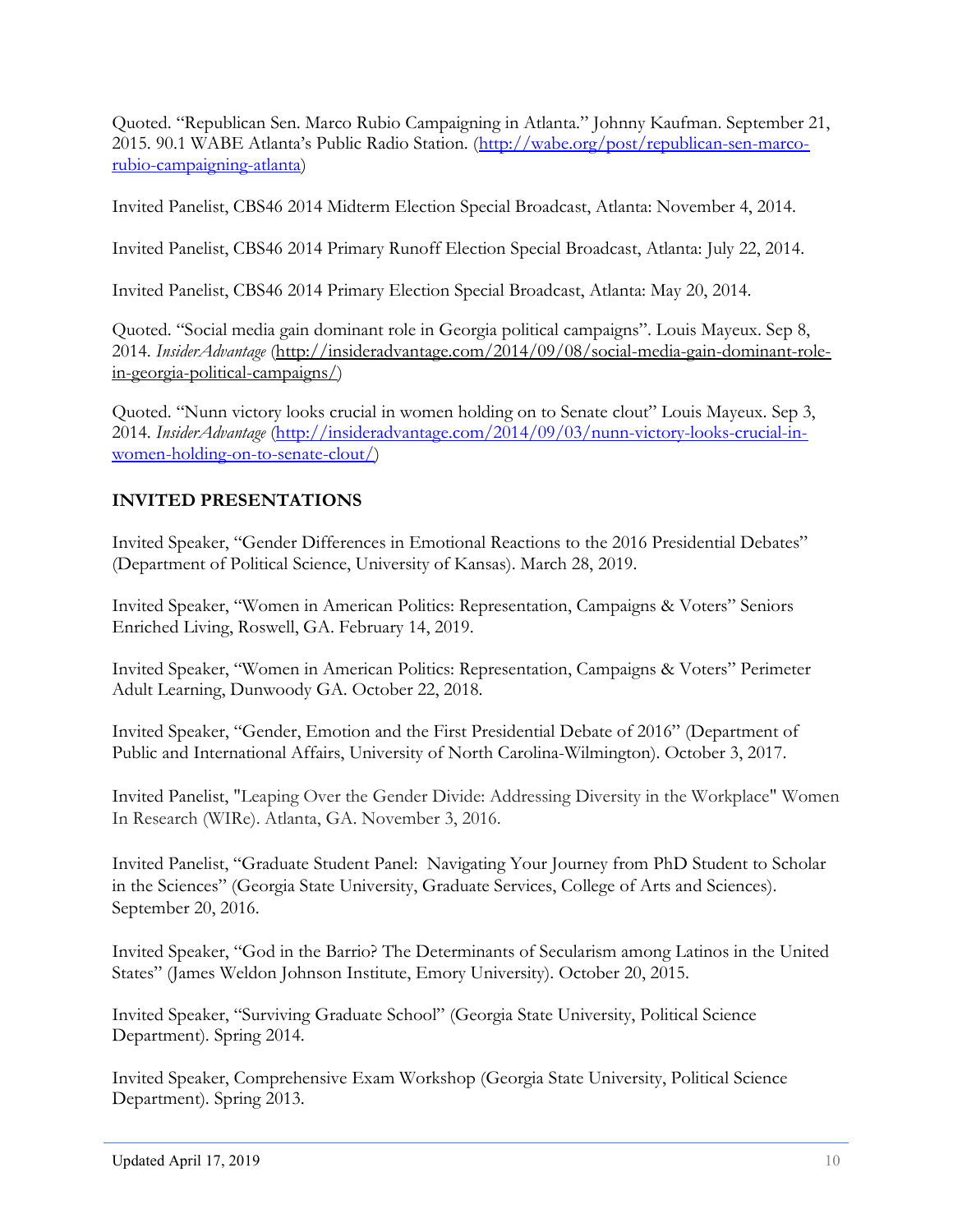Quoted. "Republican Sen. Marco Rubio Campaigning in Atlanta." Johnny Kaufman. September 21, 2015. 90.1 WABE Atlanta's Public Radio Station. (http://wabe.org/post/republican-sen-marco-rubio-campaigning-atlanta)

Invited Panelist, CBS46 2014 Midterm Election Special Broadcast, Atlanta: November 4, 2014.

Invited Panelist, CBS46 2014 Primary Runoff Election Special Broadcast, Atlanta: July 22, 2014.

Invited Panelist, CBS46 2014 Primary Election Special Broadcast, Atlanta: May 20, 2014.

Quoted. "Social media gain dominant role in Georgia political campaigns". Louis Mayeux. Sep 8, 2014. *InsiderAdvantage* (http://insideradvantage.com/2014/09/08/social-media-gain-dominant-role-in-georgia-political-campaigns/)

Quoted. "Nunn victory looks crucial in women holding on to Senate clout" Louis Mayeux. Sep 3, 2014. *InsiderAdvantage* (http://insideradvantage.com/2014/09/03/nunn-victory-looks-crucial-in-women-holding-on-to-senate-clout/)

## INVITED PRESENTATIONS

Invited Speaker, "Gender Differences in Emotional Reactions to the 2016 Presidential Debates" (Department of Political Science, University of Kansas). March 28, 2019.

Invited Speaker, "Women in American Politics: Representation, Campaigns & Voters" Seniors Enriched Living, Roswell, GA. February 14, 2019.

Invited Speaker, "Women in American Politics: Representation, Campaigns & Voters" Perimeter Adult Learning, Dunwoody GA. October 22, 2018.

Invited Speaker, "Gender, Emotion and the First Presidential Debate of 2016" (Department of Public and International Affairs, University of North Carolina-Wilmington). October 3, 2017.

Invited Panelist, "Leaping Over the Gender Divide: Addressing Diversity in the Workplace" Women In Research (WIRe). Atlanta, GA. November 3, 2016.

Invited Panelist, "Graduate Student Panel: Navigating Your Journey from PhD Student to Scholar in the Sciences" (Georgia State University, Graduate Services, College of Arts and Sciences). September 20, 2016.

Invited Speaker, "God in the Barrio? The Determinants of Secularism among Latinos in the United States" (James Weldon Johnson Institute, Emory University). October 20, 2015.

Invited Speaker, "Surviving Graduate School" (Georgia State University, Political Science Department). Spring 2014.

Invited Speaker, Comprehensive Exam Workshop (Georgia State University, Political Science Department). Spring 2013.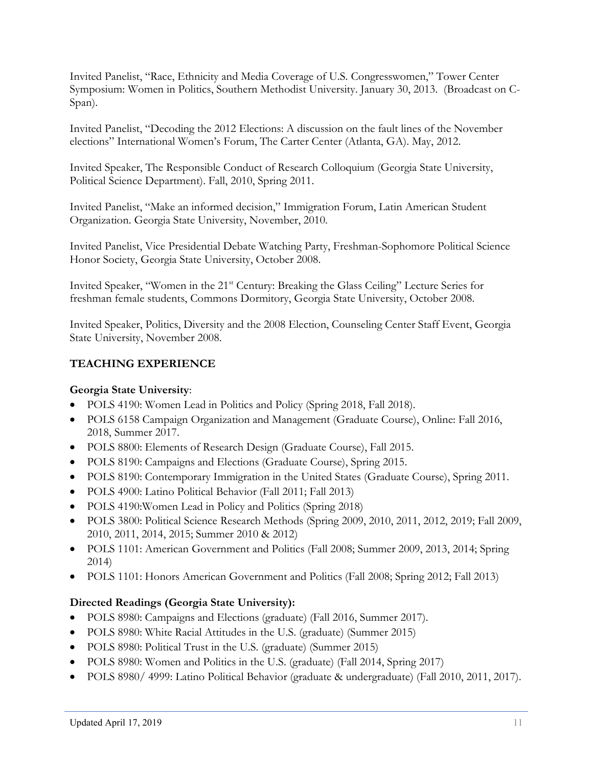Invited Panelist, "Race, Ethnicity and Media Coverage of U.S. Congresswomen," Tower Center Symposium: Women in Politics, Southern Methodist University. January 30, 2013. (Broadcast on C-Span).

Invited Panelist, "Decoding the 2012 Elections: A discussion on the fault lines of the November elections" International Women's Forum, The Carter Center (Atlanta, GA). May, 2012.

Invited Speaker, The Responsible Conduct of Research Colloquium (Georgia State University, Political Science Department). Fall, 2010, Spring 2011.

Invited Panelist, "Make an informed decision," Immigration Forum, Latin American Student Organization. Georgia State University, November, 2010.

Invited Panelist, Vice Presidential Debate Watching Party, Freshman-Sophomore Political Science Honor Society, Georgia State University, October 2008.

Invited Speaker, "Women in the 21st Century: Breaking the Glass Ceiling" Lecture Series for freshman female students, Commons Dormitory, Georgia State University, October 2008.

Invited Speaker, Politics, Diversity and the 2008 Election, Counseling Center Staff Event, Georgia State University, November 2008.

## TEACHING EXPERIENCE

**Georgia State University**:

- POLS 4190: Women Lead in Politics and Policy (Spring 2018, Fall 2018).
- POLS 6158 Campaign Organization and Management (Graduate Course), Online: Fall 2016, 2018, Summer 2017.
- POLS 8800: Elements of Research Design (Graduate Course), Fall 2015.
- POLS 8190: Campaigns and Elections (Graduate Course), Spring 2015.
- POLS 8190: Contemporary Immigration in the United States (Graduate Course), Spring 2011.
- POLS 4900: Latino Political Behavior (Fall 2011; Fall 2013)
- POLS 4190:Women Lead in Policy and Politics (Spring 2018)
- POLS 3800: Political Science Research Methods (Spring 2009, 2010, 2011, 2012, 2019; Fall 2009, 2010, 2011, 2014, 2015; Summer 2010 & 2012)
- POLS 1101: American Government and Politics (Fall 2008; Summer 2009, 2013, 2014; Spring 2014)
- POLS 1101: Honors American Government and Politics (Fall 2008; Spring 2012; Fall 2013)

**Directed Readings (Georgia State University):**

- POLS 8980: Campaigns and Elections (graduate) (Fall 2016, Summer 2017).
- POLS 8980: White Racial Attitudes in the U.S. (graduate) (Summer 2015)
- POLS 8980: Political Trust in the U.S. (graduate) (Summer 2015)
- POLS 8980: Women and Politics in the U.S. (graduate) (Fall 2014, Spring 2017)
- POLS 8980/ 4999: Latino Political Behavior (graduate & undergraduate) (Fall 2010, 2011, 2017).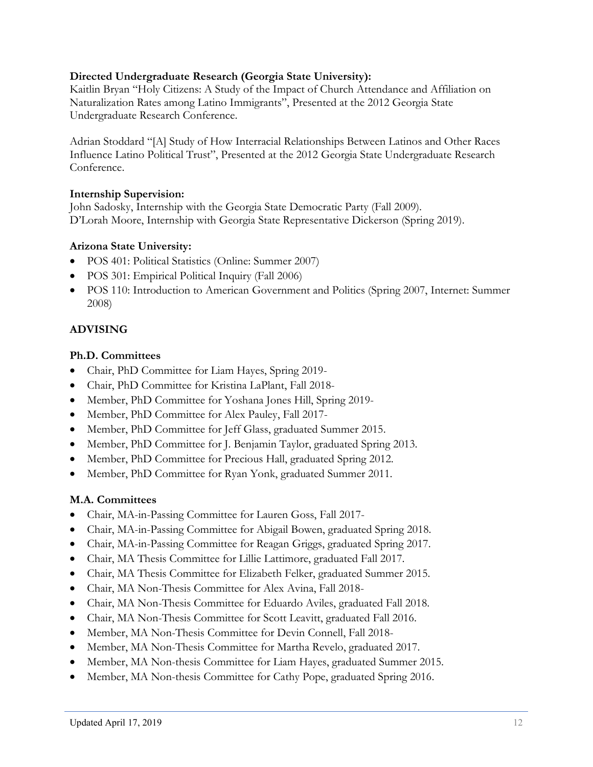**Directed Undergraduate Research (Georgia State University):**

Kaitlin Bryan "Holy Citizens: A Study of the Impact of Church Attendance and Affiliation on Naturalization Rates among Latino Immigrants", Presented at the 2012 Georgia State Undergraduate Research Conference.

Adrian Stoddard "[A] Study of How Interracial Relationships Between Latinos and Other Races Influence Latino Political Trust", Presented at the 2012 Georgia State Undergraduate Research Conference.

**Internship Supervision:**

John Sadosky, Internship with the Georgia State Democratic Party (Fall 2009).
D'Lorah Moore, Internship with Georgia State Representative Dickerson (Spring 2019).

**Arizona State University:**

- POS 401: Political Statistics (Online: Summer 2007)
- POS 301: Empirical Political Inquiry (Fall 2006)
- POS 110: Introduction to American Government and Politics (Spring 2007, Internet: Summer 2008)

## ADVISING

**Ph.D. Committees**

- Chair, PhD Committee for Liam Hayes, Spring 2019-
- Chair, PhD Committee for Kristina LaPlant, Fall 2018-
- Member, PhD Committee for Yoshana Jones Hill, Spring 2019-
- Member, PhD Committee for Alex Pauley, Fall 2017-
- Member, PhD Committee for Jeff Glass, graduated Summer 2015.
- Member, PhD Committee for J. Benjamin Taylor, graduated Spring 2013.
- Member, PhD Committee for Precious Hall, graduated Spring 2012.
- Member, PhD Committee for Ryan Yonk, graduated Summer 2011.

**M.A. Committees**

- Chair, MA-in-Passing Committee for Lauren Goss, Fall 2017-
- Chair, MA-in-Passing Committee for Abigail Bowen, graduated Spring 2018.
- Chair, MA-in-Passing Committee for Reagan Griggs, graduated Spring 2017.
- Chair, MA Thesis Committee for Lillie Lattimore, graduated Fall 2017.
- Chair, MA Thesis Committee for Elizabeth Felker, graduated Summer 2015.
- Chair, MA Non-Thesis Committee for Alex Avina, Fall 2018-
- Chair, MA Non-Thesis Committee for Eduardo Aviles, graduated Fall 2018.
- Chair, MA Non-Thesis Committee for Scott Leavitt, graduated Fall 2016.
- Member, MA Non-Thesis Committee for Devin Connell, Fall 2018-
- Member, MA Non-Thesis Committee for Martha Revelo, graduated 2017.
- Member, MA Non-thesis Committee for Liam Hayes, graduated Summer 2015.
- Member, MA Non-thesis Committee for Cathy Pope, graduated Spring 2016.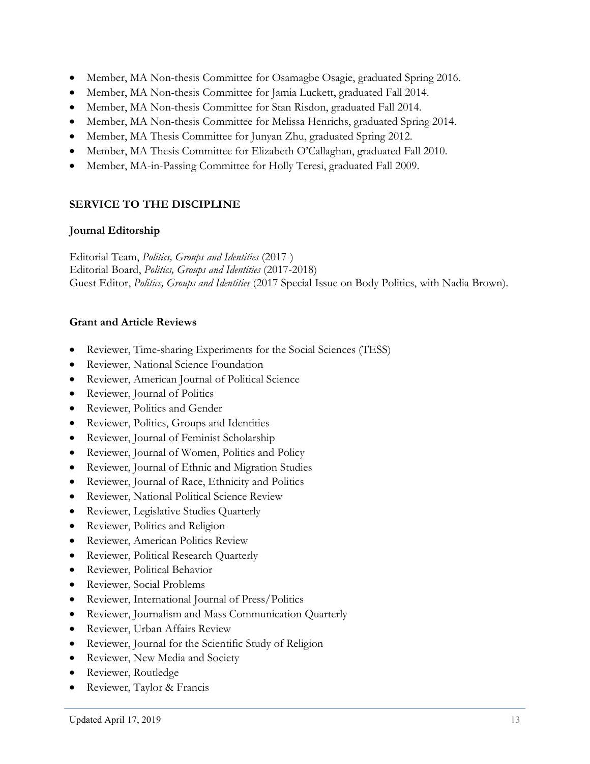- Member, MA Non-thesis Committee for Osamagbe Osagie, graduated Spring 2016.
- Member, MA Non-thesis Committee for Jamia Luckett, graduated Fall 2014.
- Member, MA Non-thesis Committee for Stan Risdon, graduated Fall 2014.
- Member, MA Non-thesis Committee for Melissa Henrichs, graduated Spring 2014.
- Member, MA Thesis Committee for Junyan Zhu, graduated Spring 2012.
- Member, MA Thesis Committee for Elizabeth O'Callaghan, graduated Fall 2010.
- Member, MA-in-Passing Committee for Holly Teresi, graduated Fall 2009.

## SERVICE TO THE DISCIPLINE

### Journal Editorship

Editorial Team, *Politics, Groups and Identities* (2017-)
Editorial Board, *Politics, Groups and Identities* (2017-2018)
Guest Editor, *Politics, Groups and Identities* (2017 Special Issue on Body Politics, with Nadia Brown).

### Grant and Article Reviews

- Reviewer, Time-sharing Experiments for the Social Sciences (TESS)
- Reviewer, National Science Foundation
- Reviewer, American Journal of Political Science
- Reviewer, Journal of Politics
- Reviewer, Politics and Gender
- Reviewer, Politics, Groups and Identities
- Reviewer, Journal of Feminist Scholarship
- Reviewer, Journal of Women, Politics and Policy
- Reviewer, Journal of Ethnic and Migration Studies
- Reviewer, Journal of Race, Ethnicity and Politics
- Reviewer, National Political Science Review
- Reviewer, Legislative Studies Quarterly
- Reviewer, Politics and Religion
- Reviewer, American Politics Review
- Reviewer, Political Research Quarterly
- Reviewer, Political Behavior
- Reviewer, Social Problems
- Reviewer, International Journal of Press/Politics
- Reviewer, Journalism and Mass Communication Quarterly
- Reviewer, Urban Affairs Review
- Reviewer, Journal for the Scientific Study of Religion
- Reviewer, New Media and Society
- Reviewer, Routledge
- Reviewer, Taylor & Francis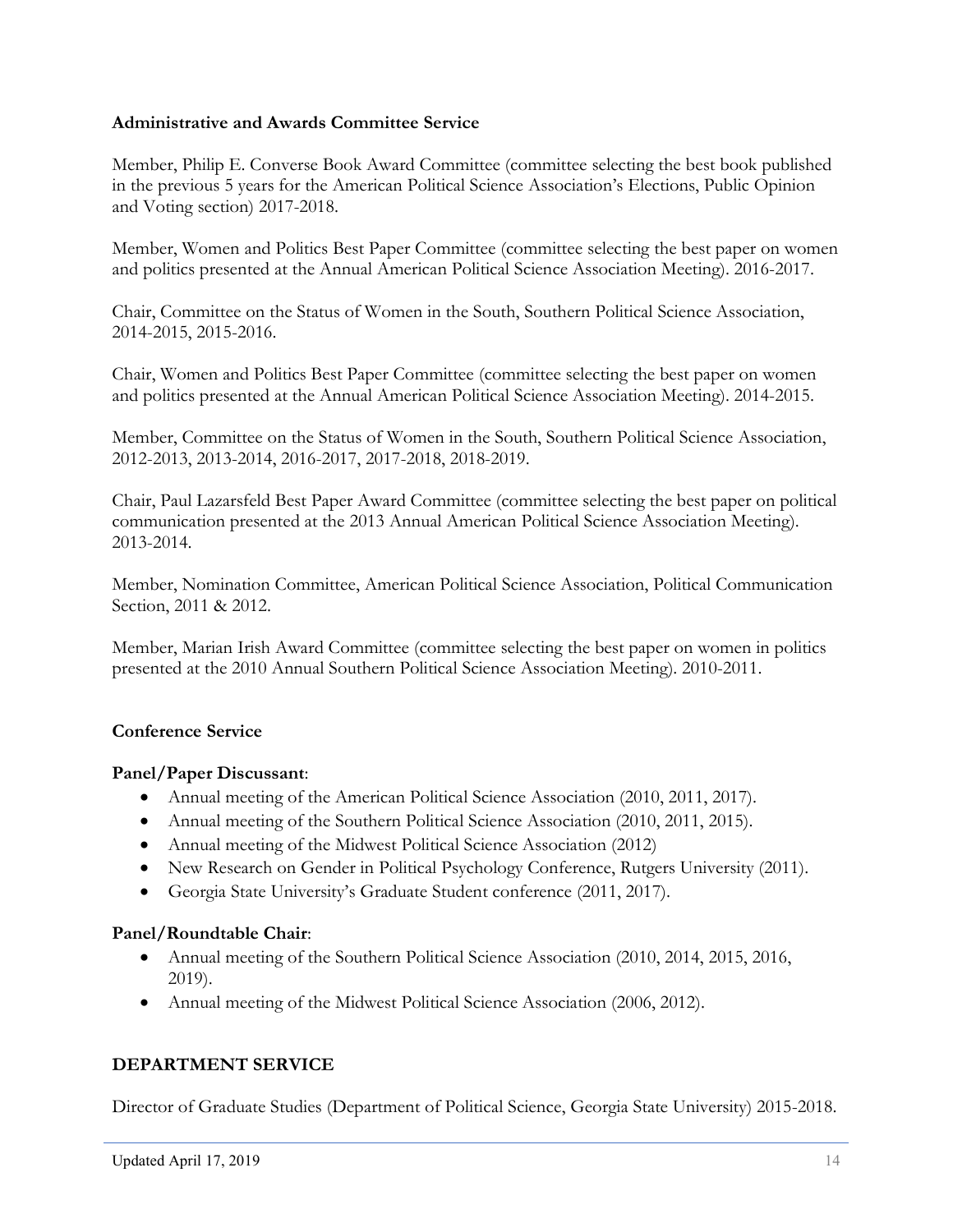**Administrative and Awards Committee Service**

Member, Philip E. Converse Book Award Committee (committee selecting the best book published in the previous 5 years for the American Political Science Association's Elections, Public Opinion and Voting section) 2017-2018.

Member, Women and Politics Best Paper Committee (committee selecting the best paper on women and politics presented at the Annual American Political Science Association Meeting). 2016-2017.

Chair, Committee on the Status of Women in the South, Southern Political Science Association, 2014-2015, 2015-2016.

Chair, Women and Politics Best Paper Committee (committee selecting the best paper on women and politics presented at the Annual American Political Science Association Meeting). 2014-2015.

Member, Committee on the Status of Women in the South, Southern Political Science Association, 2012-2013, 2013-2014, 2016-2017, 2017-2018, 2018-2019.

Chair, Paul Lazarsfeld Best Paper Award Committee (committee selecting the best paper on political communication presented at the 2013 Annual American Political Science Association Meeting). 2013-2014.

Member, Nomination Committee, American Political Science Association, Political Communication Section, 2011 & 2012.

Member, Marian Irish Award Committee (committee selecting the best paper on women in politics presented at the 2010 Annual Southern Political Science Association Meeting). 2010-2011.

**Conference Service**

**Panel/Paper Discussant**:

- Annual meeting of the American Political Science Association (2010, 2011, 2017).
- Annual meeting of the Southern Political Science Association (2010, 2011, 2015).
- Annual meeting of the Midwest Political Science Association (2012)
- New Research on Gender in Political Psychology Conference, Rutgers University (2011).
- Georgia State University's Graduate Student conference (2011, 2017).

**Panel/Roundtable Chair**:

- Annual meeting of the Southern Political Science Association (2010, 2014, 2015, 2016, 2019).
- Annual meeting of the Midwest Political Science Association (2006, 2012).

## DEPARTMENT SERVICE

Director of Graduate Studies (Department of Political Science, Georgia State University) 2015-2018.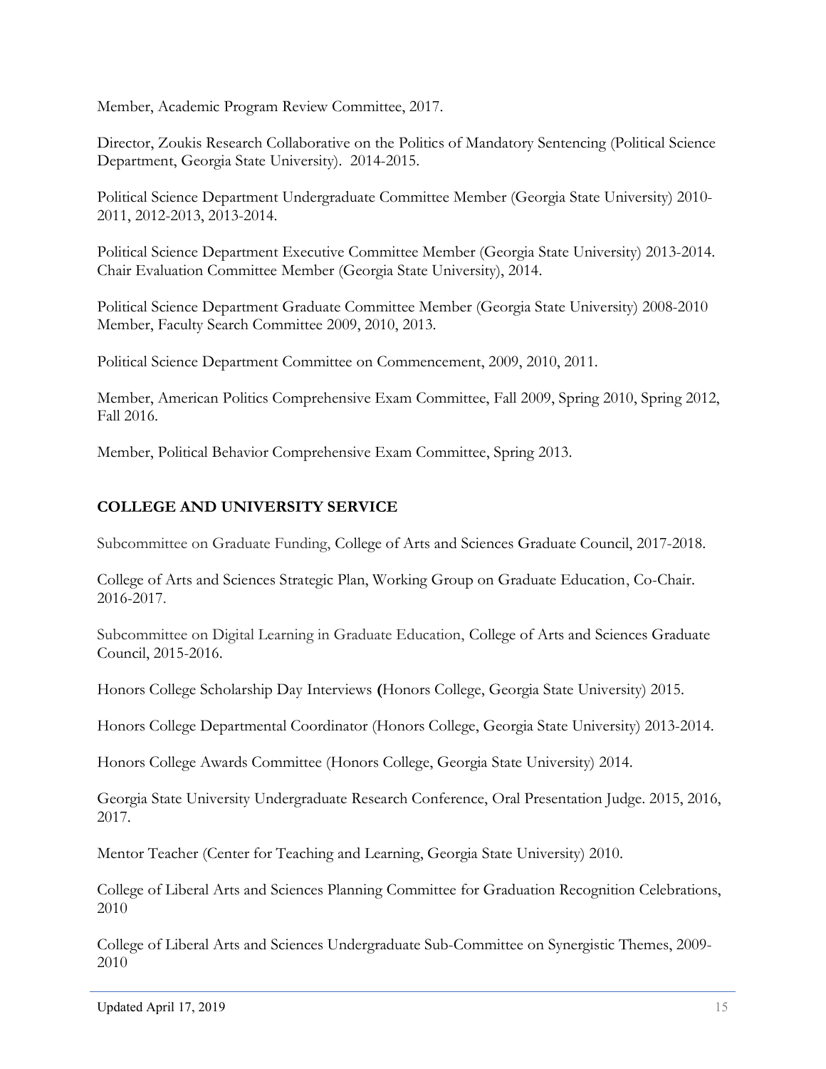Member, Academic Program Review Committee, 2017.

Director, Zoukis Research Collaborative on the Politics of Mandatory Sentencing (Political Science Department, Georgia State University). 2014-2015.

Political Science Department Undergraduate Committee Member (Georgia State University) 2010-2011, 2012-2013, 2013-2014.

Political Science Department Executive Committee Member (Georgia State University) 2013-2014.
Chair Evaluation Committee Member (Georgia State University), 2014.

Political Science Department Graduate Committee Member (Georgia State University) 2008-2010
Member, Faculty Search Committee 2009, 2010, 2013.

Political Science Department Committee on Commencement, 2009, 2010, 2011.

Member, American Politics Comprehensive Exam Committee, Fall 2009, Spring 2010, Spring 2012, Fall 2016.

Member, Political Behavior Comprehensive Exam Committee, Spring 2013.

## COLLEGE AND UNIVERSITY SERVICE

Subcommittee on Graduate Funding, College of Arts and Sciences Graduate Council, 2017-2018.

College of Arts and Sciences Strategic Plan, Working Group on Graduate Education, Co-Chair. 2016-2017.

Subcommittee on Digital Learning in Graduate Education, College of Arts and Sciences Graduate Council, 2015-2016.

Honors College Scholarship Day Interviews **(**Honors College, Georgia State University) 2015.

Honors College Departmental Coordinator (Honors College, Georgia State University) 2013-2014.

Honors College Awards Committee (Honors College, Georgia State University) 2014.

Georgia State University Undergraduate Research Conference, Oral Presentation Judge. 2015, 2016, 2017.

Mentor Teacher (Center for Teaching and Learning, Georgia State University) 2010.

College of Liberal Arts and Sciences Planning Committee for Graduation Recognition Celebrations, 2010

College of Liberal Arts and Sciences Undergraduate Sub-Committee on Synergistic Themes, 2009-2010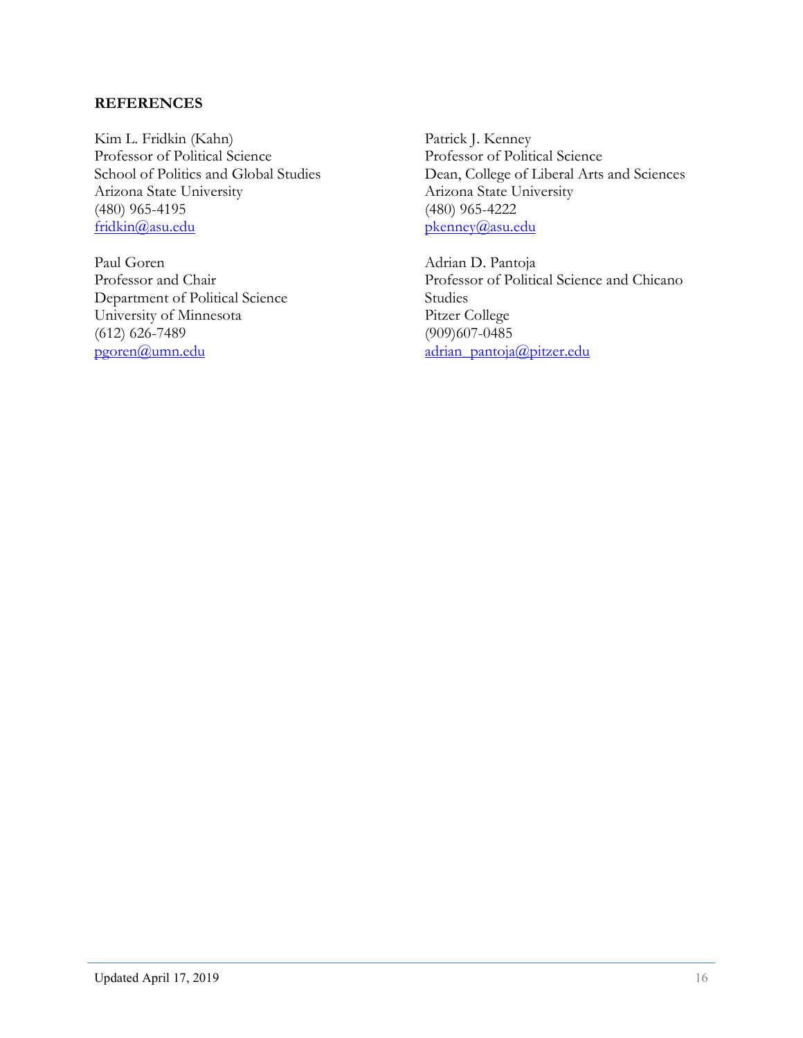**REFERENCES**

Kim L. Fridkin (Kahn)
Professor of Political Science
School of Politics and Global Studies
Arizona State University
(480) 965-4195
fridkin@asu.edu

Paul Goren
Professor and Chair
Department of Political Science
University of Minnesota
(612) 626-7489
pgoren@umn.edu

Patrick J. Kenney
Professor of Political Science
Dean, College of Liberal Arts and Sciences
Arizona State University
(480) 965-4222
pkenney@asu.edu

Adrian D. Pantoja
Professor of Political Science and Chicano Studies
Pitzer College
(909)607-0485
adrian_pantoja@pitzer.edu

Updated April 17, 2019